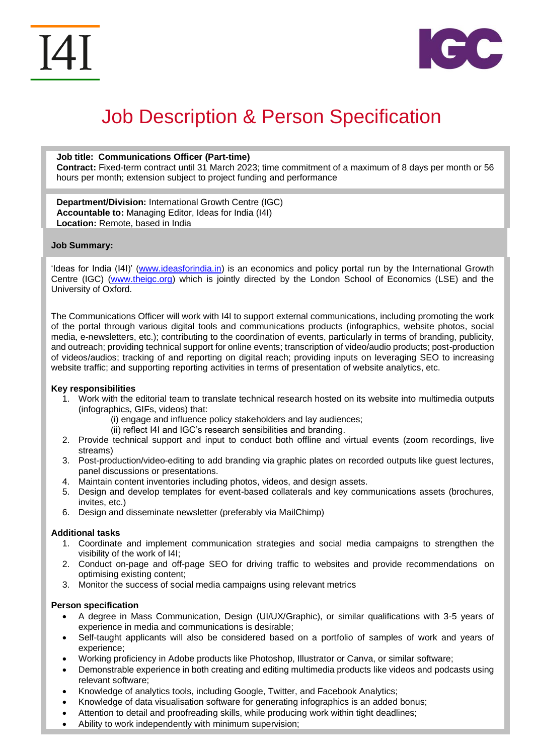I4I

IGC

# Job Description & Person Specification

**Job title: Communications Officer (Part-time)**
**Contract:** Fixed-term contract until 31 March 2023; time commitment of a maximum of 8 days per month or 56 hours per month; extension subject to project funding and performance

**Department/Division:** International Growth Centre (IGC)
**Accountable to:** Managing Editor, Ideas for India (I4I)
**Location:** Remote, based in India

**Job Summary:**

'Ideas for India (I4I)' (www.ideasforindia.in) is an economics and policy portal run by the International Growth Centre (IGC) (www.theigc.org) which is jointly directed by the London School of Economics (LSE) and the University of Oxford.

The Communications Officer will work with I4I to support external communications, including promoting the work of the portal through various digital tools and communications products (infographics, website photos, social media, e-newsletters, etc.); contributing to the coordination of events, particularly in terms of branding, publicity, and outreach; providing technical support for online events; transcription of video/audio products; post-production of videos/audios; tracking of and reporting on digital reach; providing inputs on leveraging SEO to increasing website traffic; and supporting reporting activities in terms of presentation of website analytics, etc.

**Key responsibilities**

1. Work with the editorial team to translate technical research hosted on its website into multimedia outputs (infographics, GIFs, videos) that:
   (i) engage and influence policy stakeholders and lay audiences;
   (ii) reflect I4I and IGC's research sensibilities and branding.
2. Provide technical support and input to conduct both offline and virtual events (zoom recordings, live streams)
3. Post-production/video-editing to add branding via graphic plates on recorded outputs like guest lectures, panel discussions or presentations.
4. Maintain content inventories including photos, videos, and design assets.
5. Design and develop templates for event-based collaterals and key communications assets (brochures, invites, etc.)
6. Design and disseminate newsletter (preferably via MailChimp)

**Additional tasks**

1. Coordinate and implement communication strategies and social media campaigns to strengthen the visibility of the work of I4I;
2. Conduct on-page and off-page SEO for driving traffic to websites and provide recommendations on optimising existing content;
3. Monitor the success of social media campaigns using relevant metrics

**Person specification**

- A degree in Mass Communication, Design (UI/UX/Graphic), or similar qualifications with 3-5 years of experience in media and communications is desirable;
- Self-taught applicants will also be considered based on a portfolio of samples of work and years of experience;
- Working proficiency in Adobe products like Photoshop, Illustrator or Canva, or similar software;
- Demonstrable experience in both creating and editing multimedia products like videos and podcasts using relevant software;
- Knowledge of analytics tools, including Google, Twitter, and Facebook Analytics;
- Knowledge of data visualisation software for generating infographics is an added bonus;
- Attention to detail and proofreading skills, while producing work within tight deadlines;
- Ability to work independently with minimum supervision;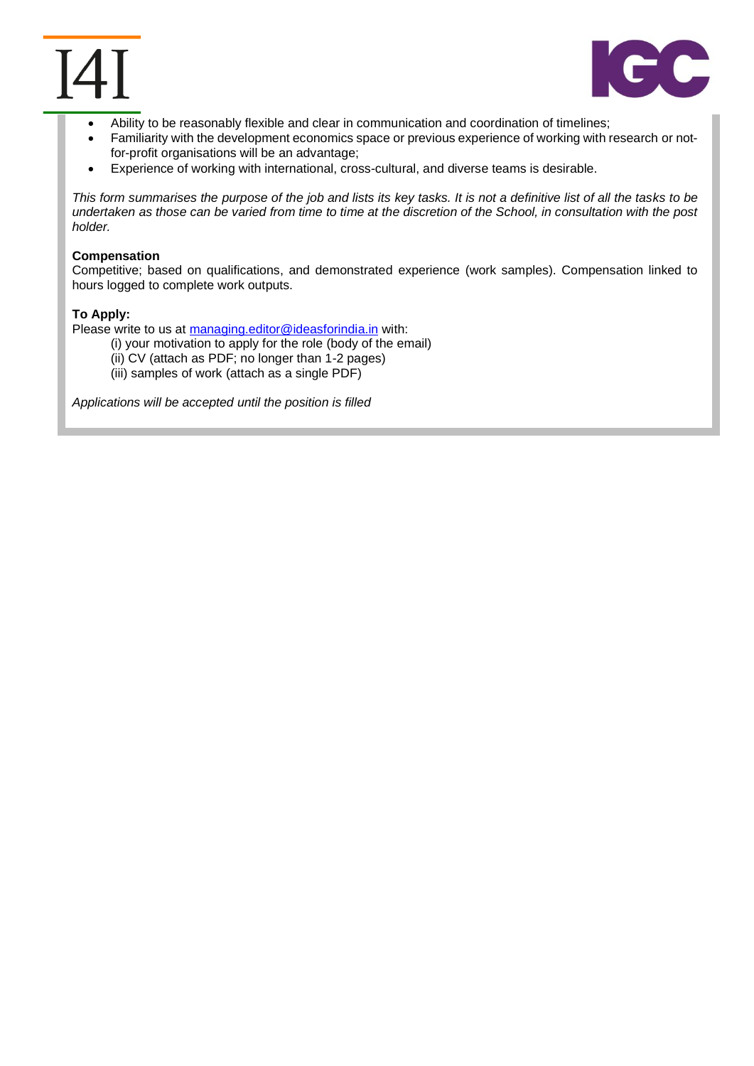- Ability to be reasonably flexible and clear in communication and coordination of timelines;
- Familiarity with the development economics space or previous experience of working with research or not-for-profit organisations will be an advantage;
- Experience of working with international, cross-cultural, and diverse teams is desirable.

*This form summarises the purpose of the job and lists its key tasks. It is not a definitive list of all the tasks to be undertaken as those can be varied from time to time at the discretion of the School, in consultation with the post holder.*

**Compensation**

Competitive; based on qualifications, and demonstrated experience (work samples). Compensation linked to hours logged to complete work outputs.

**To Apply:**

Please write to us at managing.editor@ideasforindia.in with:

(i) your motivation to apply for the role (body of the email)
(ii) CV (attach as PDF; no longer than 1-2 pages)
(iii) samples of work (attach as a single PDF)

*Applications will be accepted until the position is filled*